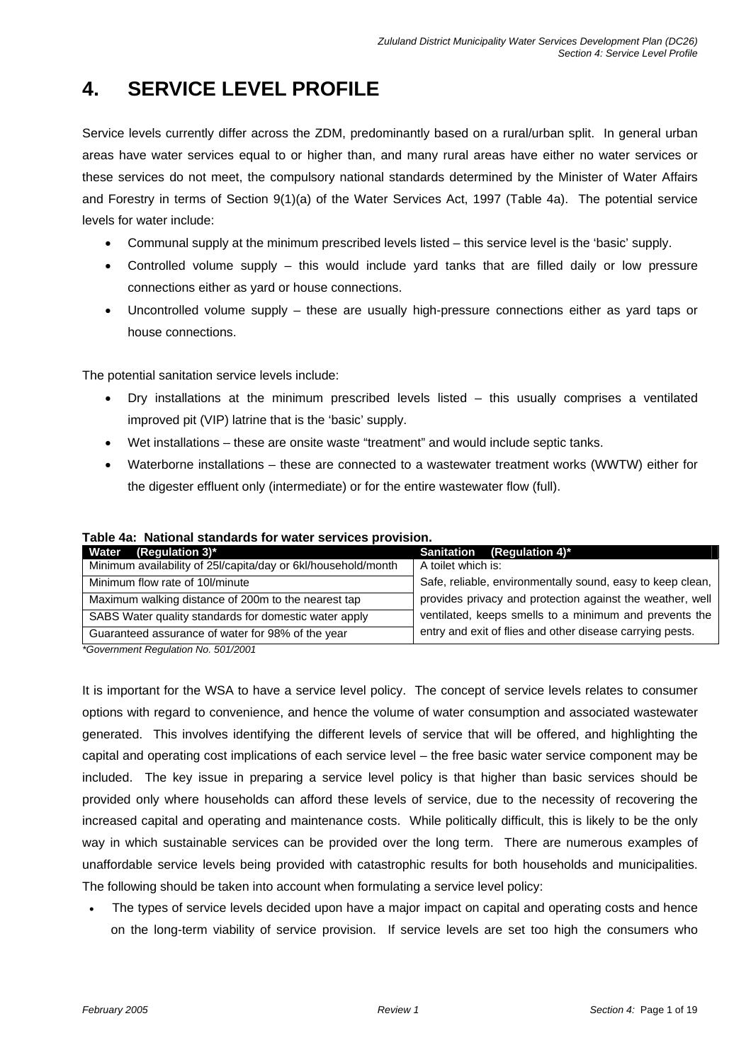# 4. SERVICE LEVEL PROFILE

Service levels currently differ across the ZDM, predominantly based on a rural/urban split. In general urban areas have water services equal to or higher than, and many rural areas have either no water services or these services do not meet, the compulsory national standards determined by the Minister of Water Affairs and Forestry in terms of Section 9(1)(a) of the Water Services Act, 1997 (Table 4a). The potential service levels for water include:

- Communal supply at the minimum prescribed levels listed – this service level is the 'basic' supply.
- Controlled volume supply – this would include yard tanks that are filled daily or low pressure connections either as yard or house connections.
- Uncontrolled volume supply – these are usually high-pressure connections either as yard taps or house connections.

The potential sanitation service levels include:

- Dry installations at the minimum prescribed levels listed – this usually comprises a ventilated improved pit (VIP) latrine that is the 'basic' supply.
- Wet installations – these are onsite waste "treatment" and would include septic tanks.
- Waterborne installations – these are connected to a wastewater treatment works (WWTW) either for the digester effluent only (intermediate) or for the entire wastewater flow (full).

**Table 4a: National standards for water services provision.**

| Water (Regulation 3)* | Sanitation (Regulation 4)* |
|---|---|
| Minimum availability of 25l/capita/day or 6kl/household/month | A toilet which is: Safe, reliable, environmentally sound, easy to keep clean, provides privacy and protection against the weather, well ventilated, keeps smells to a minimum and prevents the entry and exit of flies and other disease carrying pests. |
| Minimum flow rate of 10l/minute | |
| Maximum walking distance of 200m to the nearest tap | |
| SABS Water quality standards for domestic water apply | |
| Guaranteed assurance of water for 98% of the year | |

*\*Government Regulation No. 501/2001*

It is important for the WSA to have a service level policy. The concept of service levels relates to consumer options with regard to convenience, and hence the volume of water consumption and associated wastewater generated. This involves identifying the different levels of service that will be offered, and highlighting the capital and operating cost implications of each service level – the free basic water service component may be included. The key issue in preparing a service level policy is that higher than basic services should be provided only where households can afford these levels of service, due to the necessity of recovering the increased capital and operating and maintenance costs. While politically difficult, this is likely to be the only way in which sustainable services can be provided over the long term. There are numerous examples of unaffordable service levels being provided with catastrophic results for both households and municipalities. The following should be taken into account when formulating a service level policy:

- The types of service levels decided upon have a major impact on capital and operating costs and hence on the long-term viability of service provision. If service levels are set too high the consumers who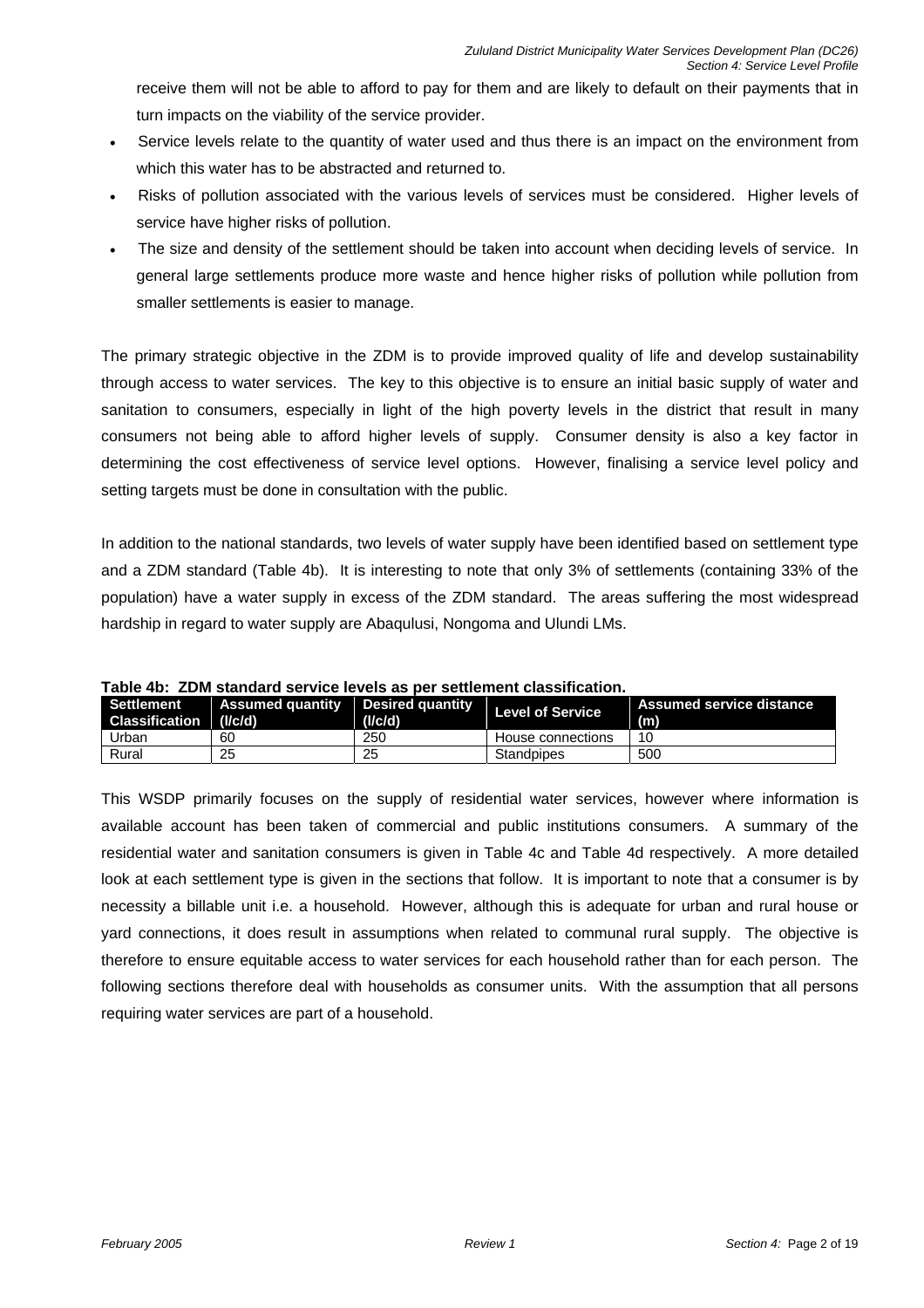receive them will not be able to afford to pay for them and are likely to default on their payments that in turn impacts on the viability of the service provider.

- Service levels relate to the quantity of water used and thus there is an impact on the environment from which this water has to be abstracted and returned to.
- Risks of pollution associated with the various levels of services must be considered. Higher levels of service have higher risks of pollution.
- The size and density of the settlement should be taken into account when deciding levels of service. In general large settlements produce more waste and hence higher risks of pollution while pollution from smaller settlements is easier to manage.

The primary strategic objective in the ZDM is to provide improved quality of life and develop sustainability through access to water services. The key to this objective is to ensure an initial basic supply of water and sanitation to consumers, especially in light of the high poverty levels in the district that result in many consumers not being able to afford higher levels of supply. Consumer density is also a key factor in determining the cost effectiveness of service level options. However, finalising a service level policy and setting targets must be done in consultation with the public.

In addition to the national standards, two levels of water supply have been identified based on settlement type and a ZDM standard (Table 4b). It is interesting to note that only 3% of settlements (containing 33% of the population) have a water supply in excess of the ZDM standard. The areas suffering the most widespread hardship in regard to water supply are Abaqulusi, Nongoma and Ulundi LMs.

**Table 4b: ZDM standard service levels as per settlement classification.**

| Settlement Classification | Assumed quantity (l/c/d) | Desired quantity (l/c/d) | Level of Service | Assumed service distance (m) |
|---|---|---|---|---|
| Urban | 60 | 250 | House connections | 10 |
| Rural | 25 | 25 | Standpipes | 500 |

This WSDP primarily focuses on the supply of residential water services, however where information is available account has been taken of commercial and public institutions consumers. A summary of the residential water and sanitation consumers is given in Table 4c and Table 4d respectively. A more detailed look at each settlement type is given in the sections that follow. It is important to note that a consumer is by necessity a billable unit i.e. a household. However, although this is adequate for urban and rural house or yard connections, it does result in assumptions when related to communal rural supply. The objective is therefore to ensure equitable access to water services for each household rather than for each person. The following sections therefore deal with households as consumer units. With the assumption that all persons requiring water services are part of a household.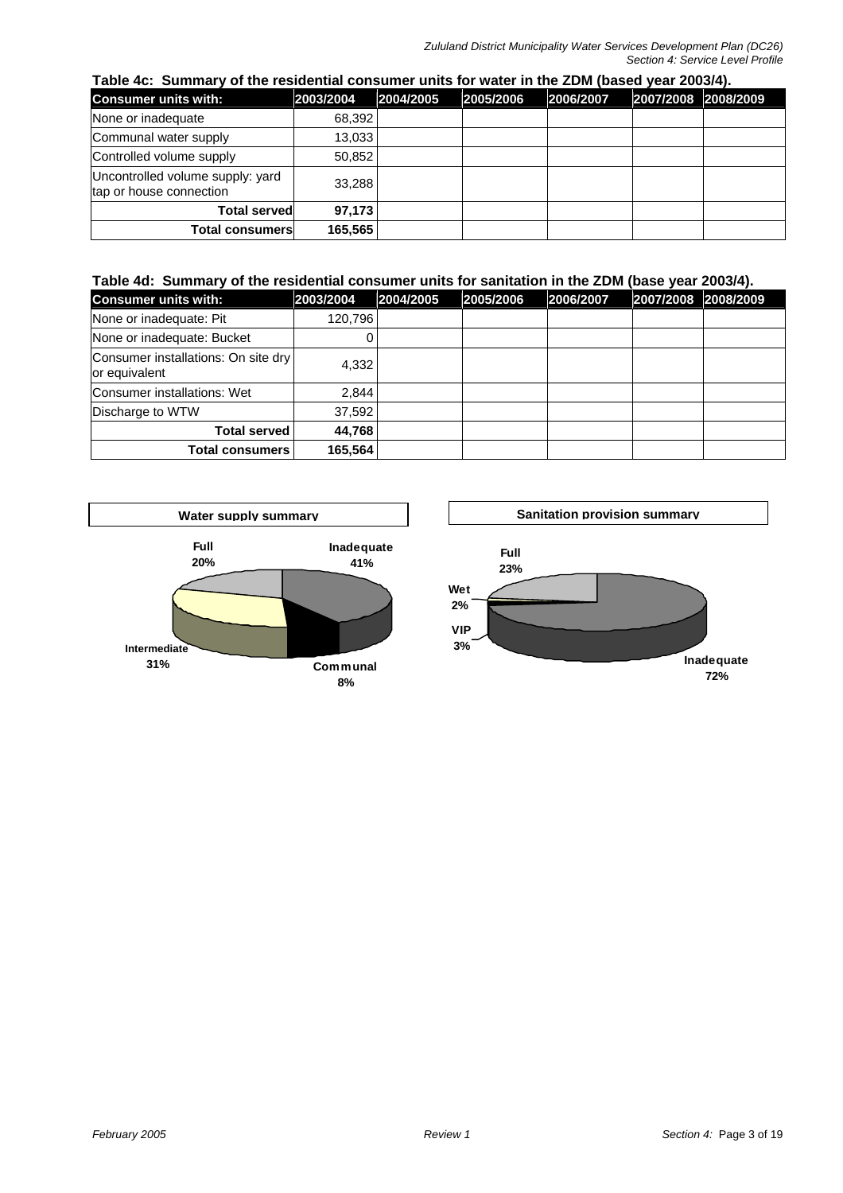**Table 4c: Summary of the residential consumer units for water in the ZDM (based year 2003/4).**

| Consumer units with: | 2003/2004 | 2004/2005 | 2005/2006 | 2006/2007 | 2007/2008 | 2008/2009 |
|---|---|---|---|---|---|---|
| None or inadequate | 68,392 | | | | | |
| Communal water supply | 13,033 | | | | | |
| Controlled volume supply | 50,852 | | | | | |
| Uncontrolled volume supply: yard tap or house connection | 33,288 | | | | | |
| **Total served** | **97,173** | | | | | |
| **Total consumers** | **165,565** | | | | | |

**Table 4d: Summary of the residential consumer units for sanitation in the ZDM (base year 2003/4).**

| Consumer units with: | 2003/2004 | 2004/2005 | 2005/2006 | 2006/2007 | 2007/2008 | 2008/2009 |
|---|---|---|---|---|---|---|
| None or inadequate: Pit | 120,796 | | | | | |
| None or inadequate: Bucket | 0 | | | | | |
| Consumer installations: On site dry or equivalent | 4,332 | | | | | |
| Consumer installations: Wet | 2,844 | | | | | |
| Discharge to WTW | 37,592 | | | | | |
| **Total served** | **44,768** | | | | | |
| **Total consumers** | **165,564** | | | | | |

**Water supply summary**

Full 20%, Inadequate 41%, Communal 8%, Intermediate 31%

**Sanitation provision summary**

Full 23%, Wet 2%, VIP 3%, Inadequate 72%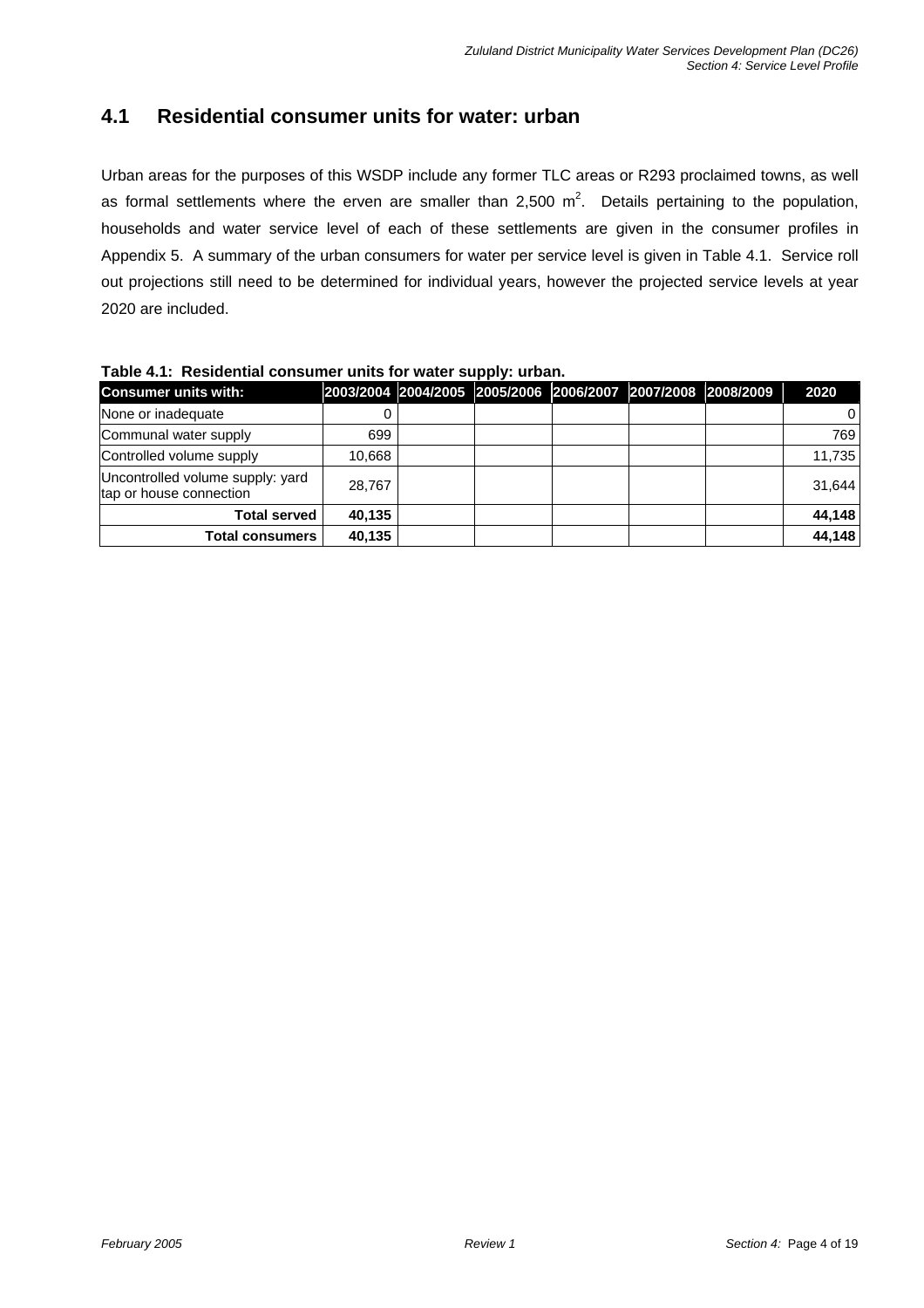## 4.1 Residential consumer units for water: urban

Urban areas for the purposes of this WSDP include any former TLC areas or R293 proclaimed towns, as well as formal settlements where the erven are smaller than 2,500 $m^2$. Details pertaining to the population, households and water service level of each of these settlements are given in the consumer profiles in Appendix 5. A summary of the urban consumers for water per service level is given in Table 4.1. Service roll out projections still need to be determined for individual years, however the projected service levels at year 2020 are included.

**Table 4.1: Residential consumer units for water supply: urban.**

| Consumer units with: | 2003/2004 | 2004/2005 | 2005/2006 | 2006/2007 | 2007/2008 | 2008/2009 | 2020 |
|---|---|---|---|---|---|---|---|
| None or inadequate | 0 | | | | | | 0 |
| Communal water supply | 699 | | | | | | 769 |
| Controlled volume supply | 10,668 | | | | | | 11,735 |
| Uncontrolled volume supply: yard tap or house connection | 28,767 | | | | | | 31,644 |
| **Total served** | **40,135** | | | | | | **44,148** |
| **Total consumers** | **40,135** | | | | | | **44,148** |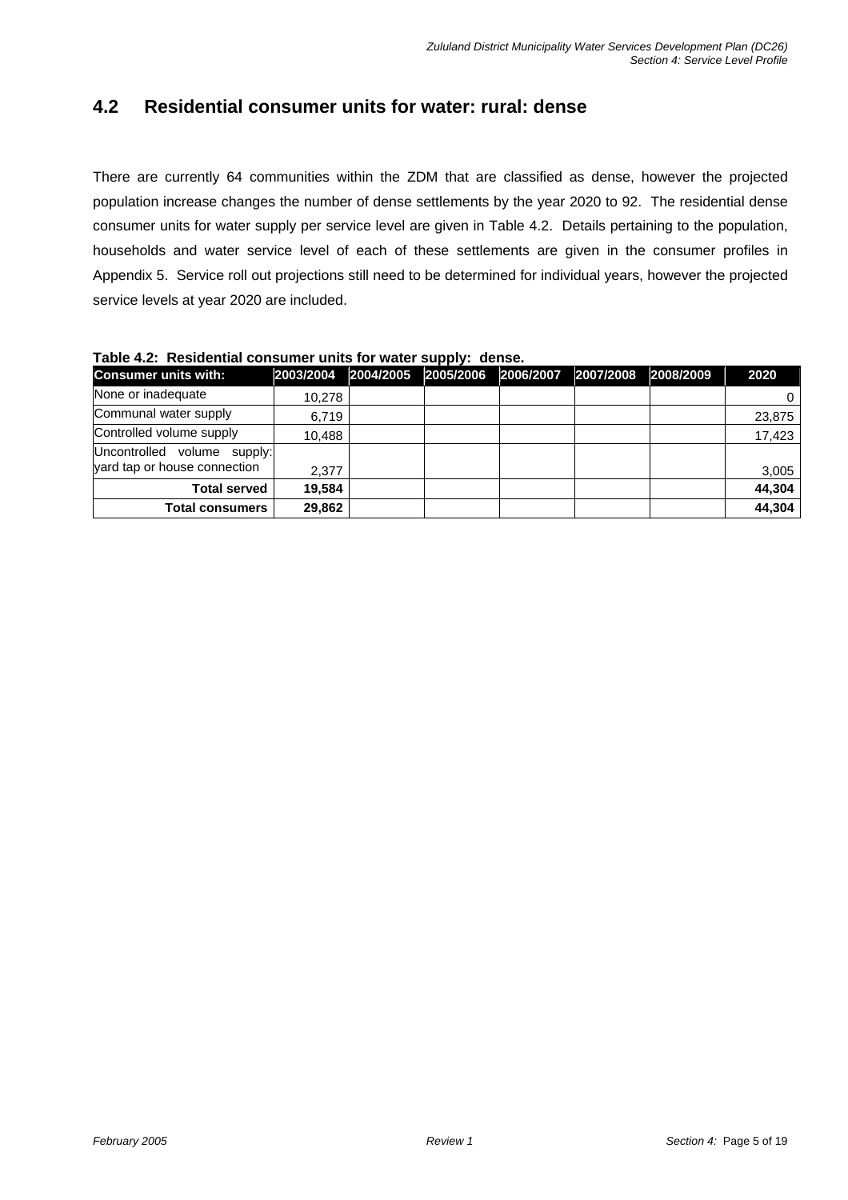## 4.2 Residential consumer units for water: rural: dense

There are currently 64 communities within the ZDM that are classified as dense, however the projected population increase changes the number of dense settlements by the year 2020 to 92. The residential dense consumer units for water supply per service level are given in Table 4.2. Details pertaining to the population, households and water service level of each of these settlements are given in the consumer profiles in Appendix 5. Service roll out projections still need to be determined for individual years, however the projected service levels at year 2020 are included.

**Table 4.2: Residential consumer units for water supply: dense.**

| Consumer units with: | 2003/2004 | 2004/2005 | 2005/2006 | 2006/2007 | 2007/2008 | 2008/2009 | 2020 |
|---|---|---|---|---|---|---|---|
| None or inadequate | 10,278 | | | | | | 0 |
| Communal water supply | 6,719 | | | | | | 23,875 |
| Controlled volume supply | 10,488 | | | | | | 17,423 |
| Uncontrolled volume supply: yard tap or house connection | 2,377 | | | | | | 3,005 |
| **Total served** | **19,584** | | | | | | **44,304** |
| **Total consumers** | **29,862** | | | | | | **44,304** |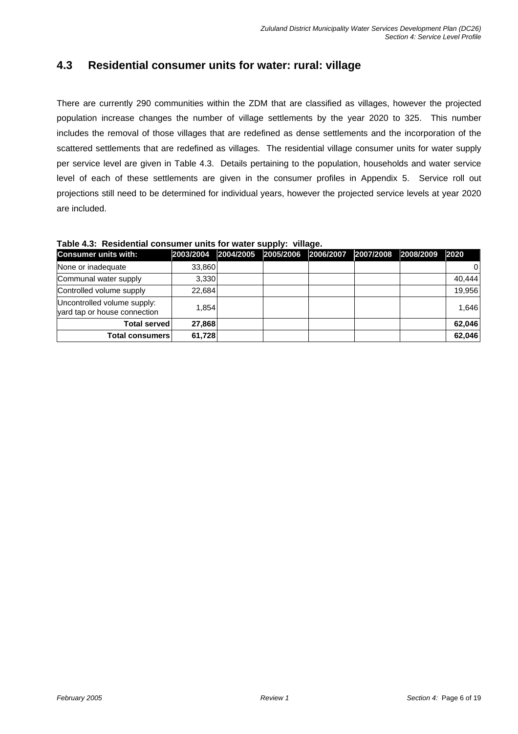## 4.3 Residential consumer units for water: rural: village

There are currently 290 communities within the ZDM that are classified as villages, however the projected population increase changes the number of village settlements by the year 2020 to 325. This number includes the removal of those villages that are redefined as dense settlements and the incorporation of the scattered settlements that are redefined as villages. The residential village consumer units for water supply per service level are given in Table 4.3. Details pertaining to the population, households and water service level of each of these settlements are given in the consumer profiles in Appendix 5. Service roll out projections still need to be determined for individual years, however the projected service levels at year 2020 are included.

**Table 4.3: Residential consumer units for water supply: village.**

| Consumer units with: | 2003/2004 | 2004/2005 | 2005/2006 | 2006/2007 | 2007/2008 | 2008/2009 | 2020 |
|---|---|---|---|---|---|---|---|
| None or inadequate | 33,860 | | | | | | 0 |
| Communal water supply | 3,330 | | | | | | 40,444 |
| Controlled volume supply | 22,684 | | | | | | 19,956 |
| Uncontrolled volume supply: yard tap or house connection | 1,854 | | | | | | 1,646 |
| **Total served** | **27,868** | | | | | | **62,046** |
| **Total consumers** | **61,728** | | | | | | **62,046** |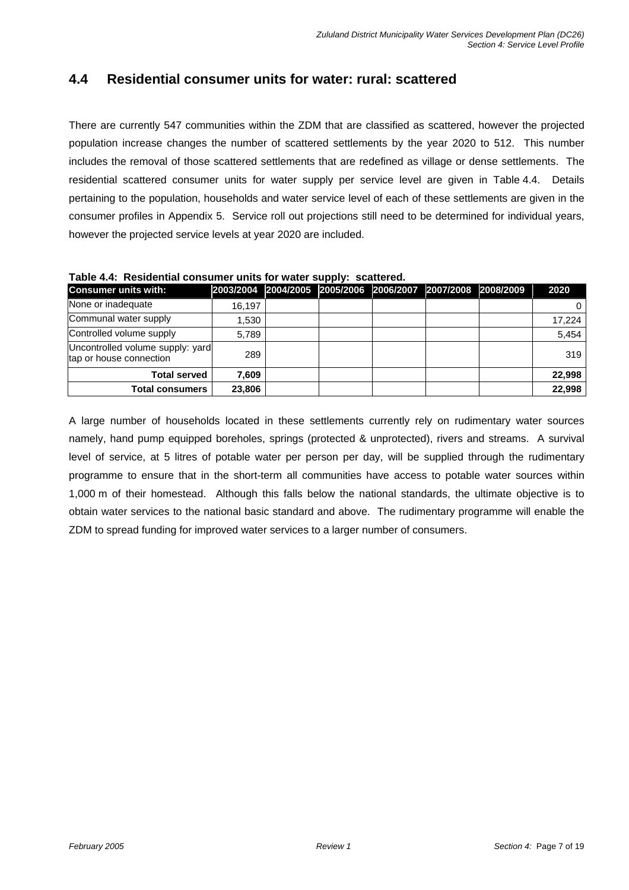## 4.4 Residential consumer units for water: rural: scattered

There are currently 547 communities within the ZDM that are classified as scattered, however the projected population increase changes the number of scattered settlements by the year 2020 to 512. This number includes the removal of those scattered settlements that are redefined as village or dense settlements. The residential scattered consumer units for water supply per service level are given in Table 4.4. Details pertaining to the population, households and water service level of each of these settlements are given in the consumer profiles in Appendix 5. Service roll out projections still need to be determined for individual years, however the projected service levels at year 2020 are included.

**Table 4.4: Residential consumer units for water supply: scattered.**

| Consumer units with: | 2003/2004 | 2004/2005 | 2005/2006 | 2006/2007 | 2007/2008 | 2008/2009 | 2020 |
|---|---|---|---|---|---|---|---|
| None or inadequate | 16,197 | | | | | | 0 |
| Communal water supply | 1,530 | | | | | | 17,224 |
| Controlled volume supply | 5,789 | | | | | | 5,454 |
| Uncontrolled volume supply: yard tap or house connection | 289 | | | | | | 319 |
| **Total served** | **7,609** | | | | | | **22,998** |
| **Total consumers** | **23,806** | | | | | | **22,998** |

A large number of households located in these settlements currently rely on rudimentary water sources namely, hand pump equipped boreholes, springs (protected & unprotected), rivers and streams. A survival level of service, at 5 litres of potable water per person per day, will be supplied through the rudimentary programme to ensure that in the short-term all communities have access to potable water sources within 1,000 m of their homestead. Although this falls below the national standards, the ultimate objective is to obtain water services to the national basic standard and above. The rudimentary programme will enable the ZDM to spread funding for improved water services to a larger number of consumers.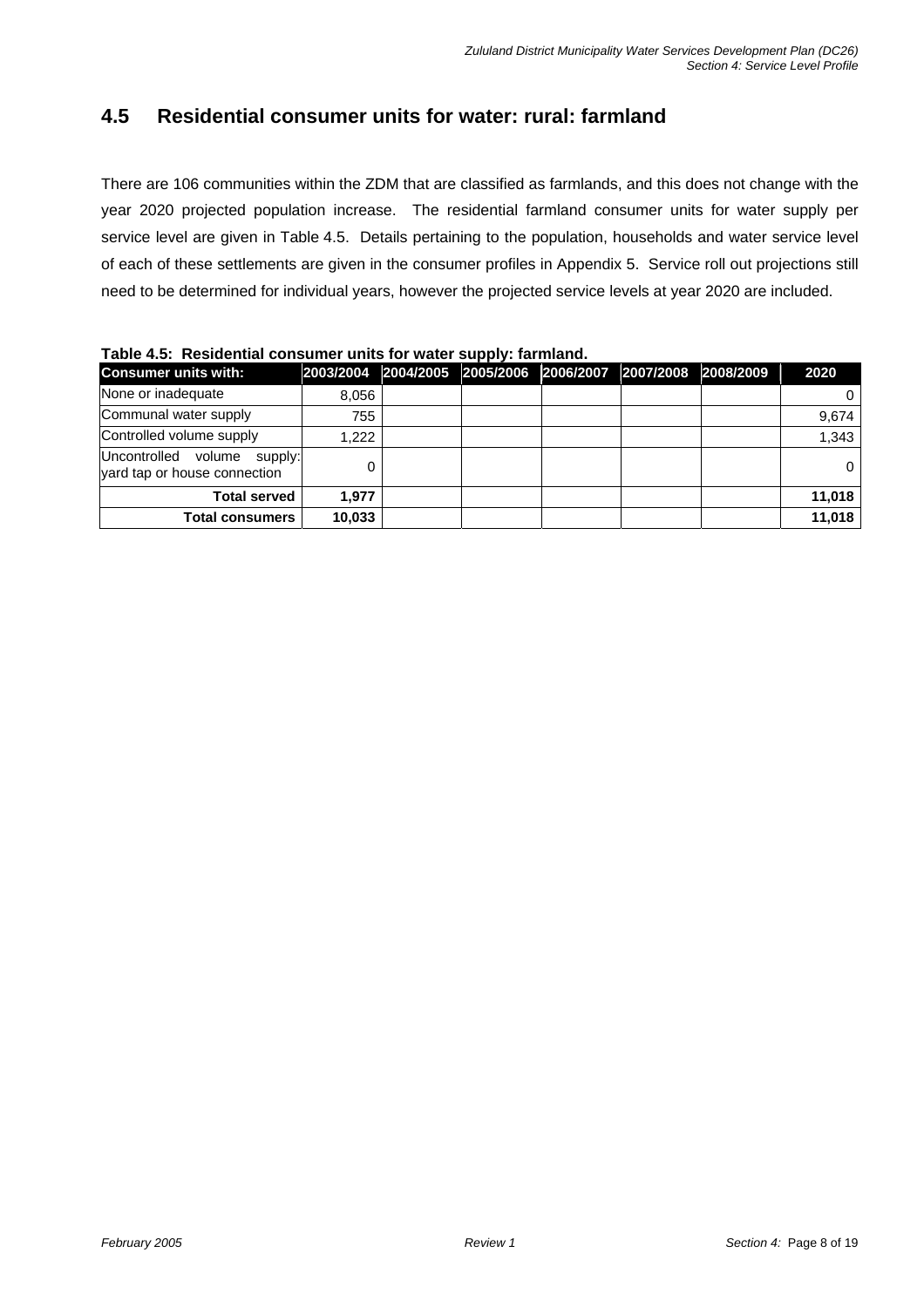## 4.5 Residential consumer units for water: rural: farmland

There are 106 communities within the ZDM that are classified as farmlands, and this does not change with the year 2020 projected population increase. The residential farmland consumer units for water supply per service level are given in Table 4.5. Details pertaining to the population, households and water service level of each of these settlements are given in the consumer profiles in Appendix 5. Service roll out projections still need to be determined for individual years, however the projected service levels at year 2020 are included.

**Table 4.5: Residential consumer units for water supply: farmland.**

| Consumer units with: | 2003/2004 | 2004/2005 | 2005/2006 | 2006/2007 | 2007/2008 | 2008/2009 | 2020 |
|---|---|---|---|---|---|---|---|
| None or inadequate | 8,056 | | | | | | 0 |
| Communal water supply | 755 | | | | | | 9,674 |
| Controlled volume supply | 1,222 | | | | | | 1,343 |
| Uncontrolled volume supply: yard tap or house connection | 0 | | | | | | 0 |
| **Total served** | **1,977** | | | | | | **11,018** |
| **Total consumers** | **10,033** | | | | | | **11,018** |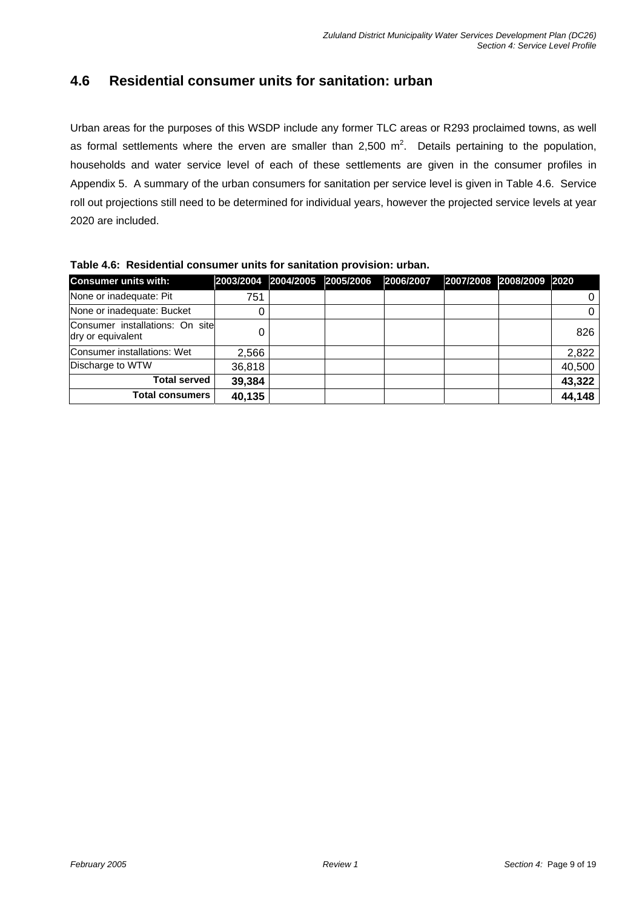## 4.6 Residential consumer units for sanitation: urban

Urban areas for the purposes of this WSDP include any former TLC areas or R293 proclaimed towns, as well as formal settlements where the erven are smaller than 2,500 $m^2$. Details pertaining to the population, households and water service level of each of these settlements are given in the consumer profiles in Appendix 5. A summary of the urban consumers for sanitation per service level is given in Table 4.6. Service roll out projections still need to be determined for individual years, however the projected service levels at year 2020 are included.

**Table 4.6: Residential consumer units for sanitation provision: urban.**

| Consumer units with: | 2003/2004 | 2004/2005 | 2005/2006 | 2006/2007 | 2007/2008 | 2008/2009 | 2020 |
|---|---|---|---|---|---|---|---|
| None or inadequate: Pit | 751 | | | | | | 0 |
| None or inadequate: Bucket | 0 | | | | | | 0 |
| Consumer installations: On site dry or equivalent | 0 | | | | | | 826 |
| Consumer installations: Wet | 2,566 | | | | | | 2,822 |
| Discharge to WTW | 36,818 | | | | | | 40,500 |
| **Total served** | **39,384** | | | | | | **43,322** |
| **Total consumers** | **40,135** | | | | | | **44,148** |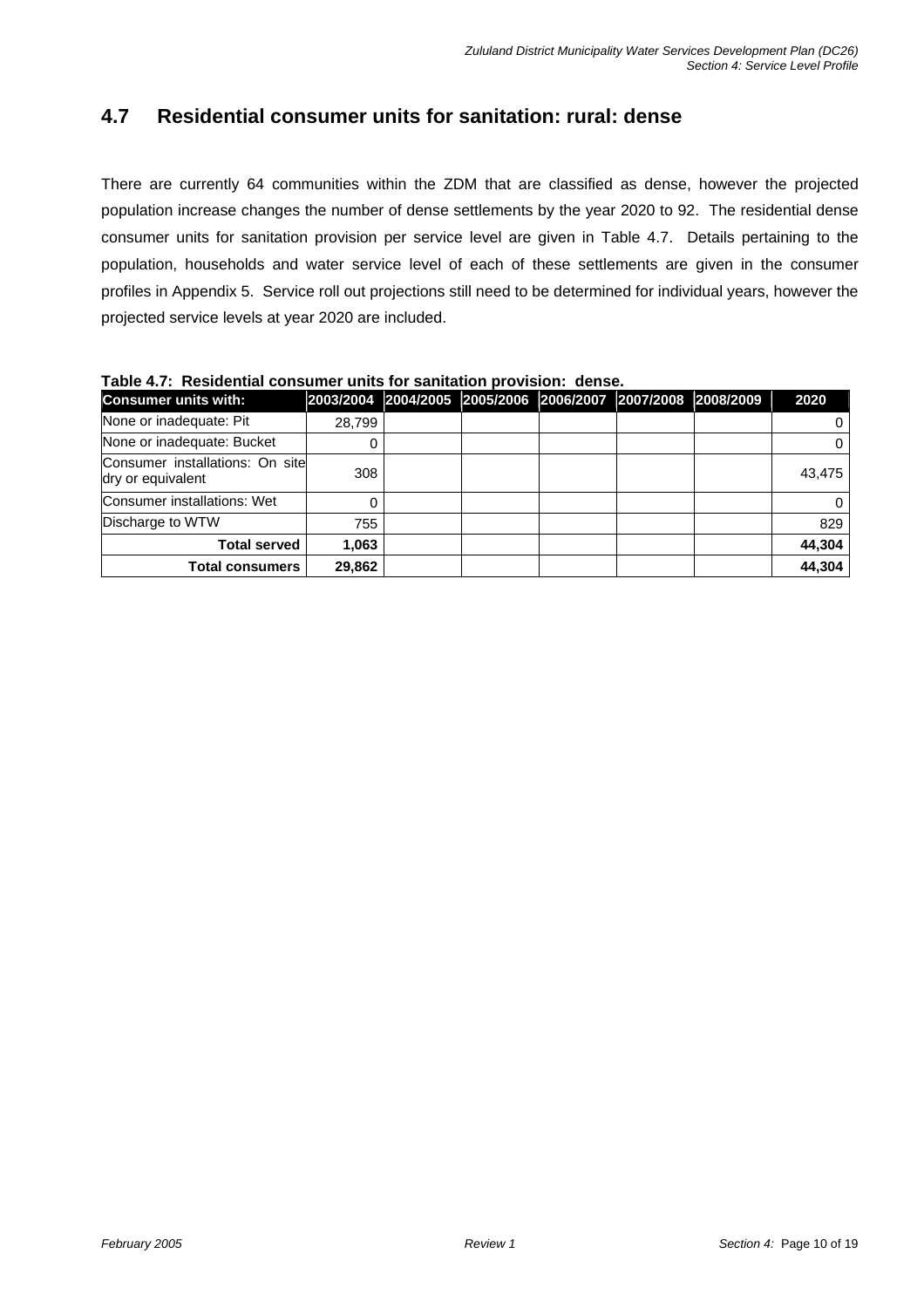## 4.7 Residential consumer units for sanitation: rural: dense

There are currently 64 communities within the ZDM that are classified as dense, however the projected population increase changes the number of dense settlements by the year 2020 to 92. The residential dense consumer units for sanitation provision per service level are given in Table 4.7. Details pertaining to the population, households and water service level of each of these settlements are given in the consumer profiles in Appendix 5. Service roll out projections still need to be determined for individual years, however the projected service levels at year 2020 are included.

**Table 4.7: Residential consumer units for sanitation provision: dense.**

| Consumer units with: | 2003/2004 | 2004/2005 | 2005/2006 | 2006/2007 | 2007/2008 | 2008/2009 | 2020 |
|---|---|---|---|---|---|---|---|
| None or inadequate: Pit | 28,799 | | | | | | 0 |
| None or inadequate: Bucket | 0 | | | | | | 0 |
| Consumer installations: On site dry or equivalent | 308 | | | | | | 43,475 |
| Consumer installations: Wet | 0 | | | | | | 0 |
| Discharge to WTW | 755 | | | | | | 829 |
| **Total served** | **1,063** | | | | | | **44,304** |
| **Total consumers** | **29,862** | | | | | | **44,304** |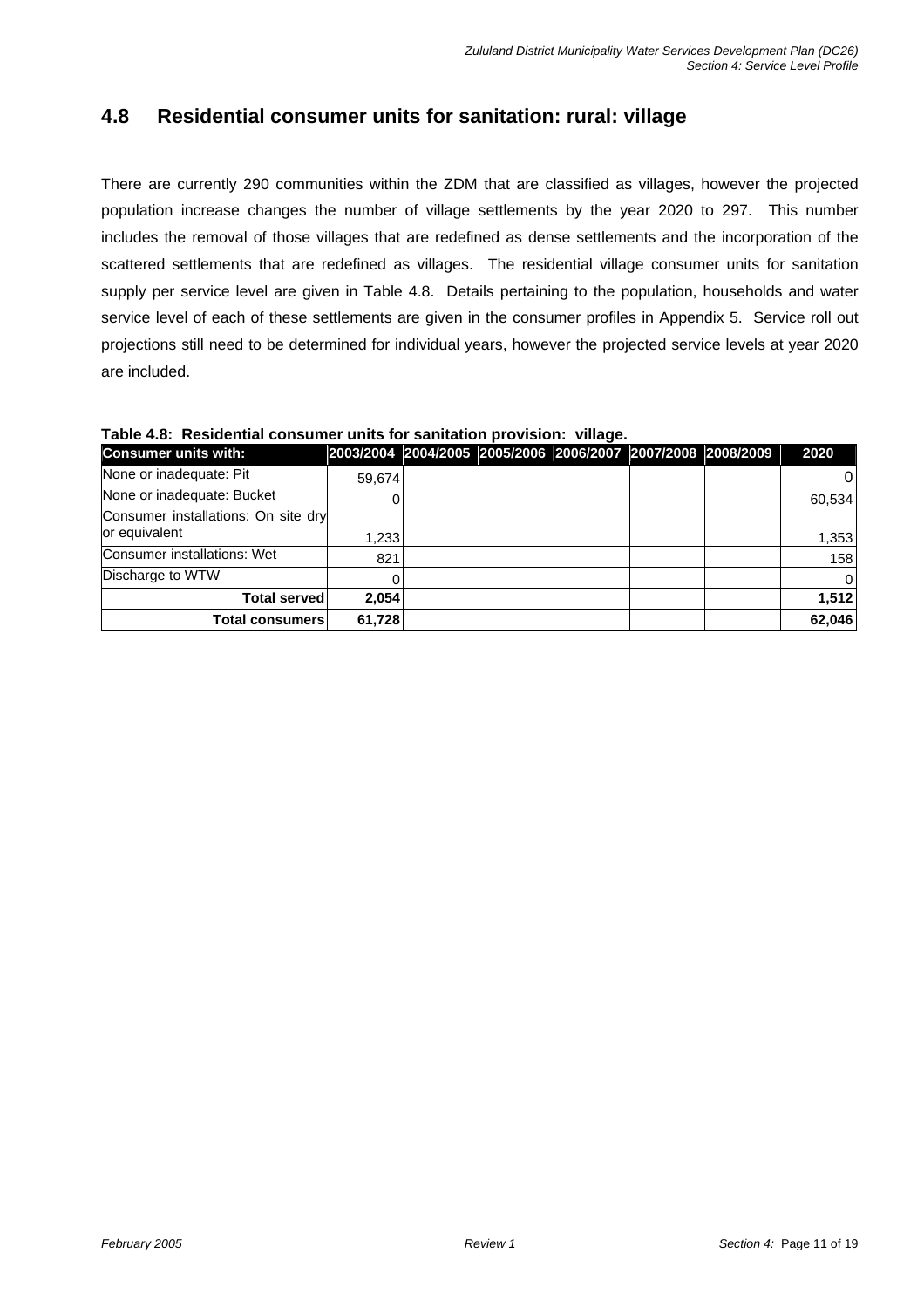## 4.8 Residential consumer units for sanitation: rural: village

There are currently 290 communities within the ZDM that are classified as villages, however the projected population increase changes the number of village settlements by the year 2020 to 297. This number includes the removal of those villages that are redefined as dense settlements and the incorporation of the scattered settlements that are redefined as villages. The residential village consumer units for sanitation supply per service level are given in Table 4.8. Details pertaining to the population, households and water service level of each of these settlements are given in the consumer profiles in Appendix 5. Service roll out projections still need to be determined for individual years, however the projected service levels at year 2020 are included.

**Table 4.8: Residential consumer units for sanitation provision: village.**

| Consumer units with: | 2003/2004 | 2004/2005 | 2005/2006 | 2006/2007 | 2007/2008 | 2008/2009 | 2020 |
|---|---|---|---|---|---|---|---|
| None or inadequate: Pit | 59,674 | | | | | | 0 |
| None or inadequate: Bucket | 0 | | | | | | 60,534 |
| Consumer installations: On site dry or equivalent | 1,233 | | | | | | 1,353 |
| Consumer installations: Wet | 821 | | | | | | 158 |
| Discharge to WTW | 0 | | | | | | 0 |
| **Total served** | **2,054** | | | | | | **1,512** |
| **Total consumers** | **61,728** | | | | | | **62,046** |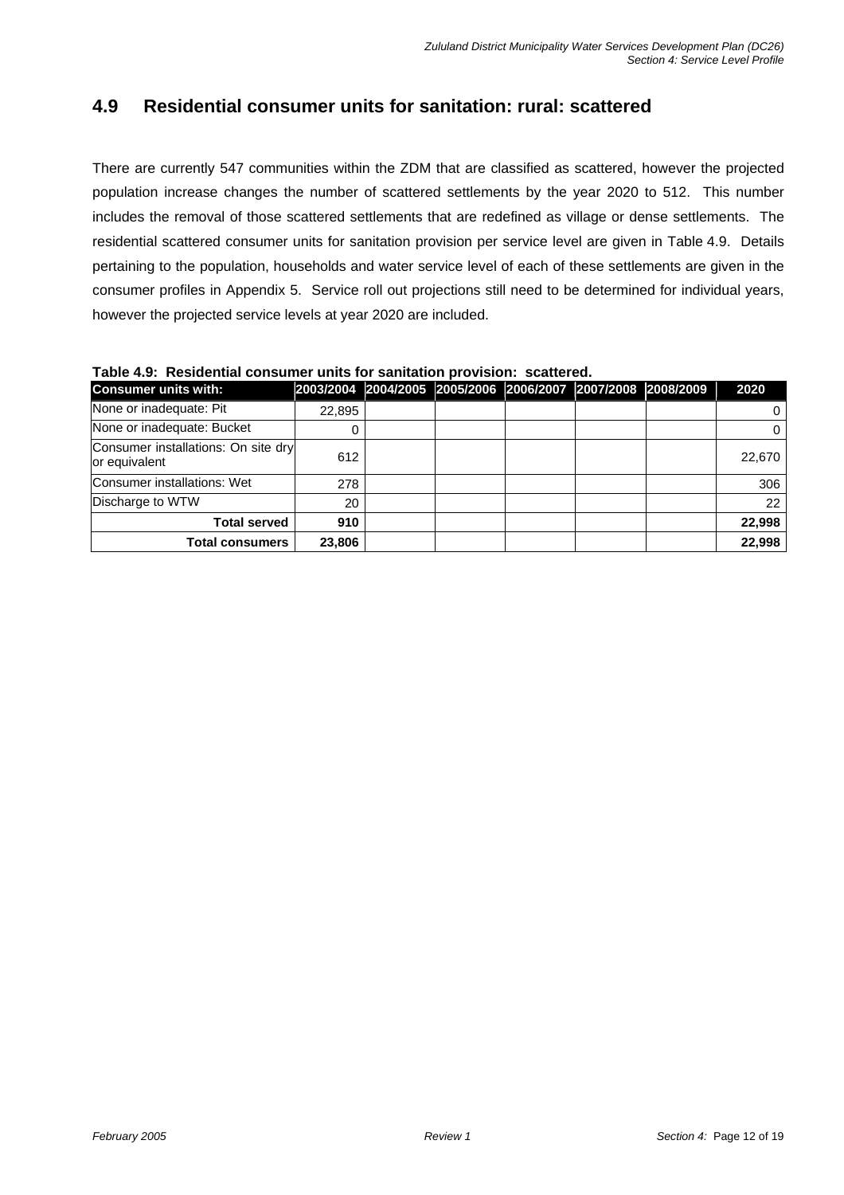## 4.9 Residential consumer units for sanitation: rural: scattered

There are currently 547 communities within the ZDM that are classified as scattered, however the projected population increase changes the number of scattered settlements by the year 2020 to 512. This number includes the removal of those scattered settlements that are redefined as village or dense settlements. The residential scattered consumer units for sanitation provision per service level are given in Table 4.9. Details pertaining to the population, households and water service level of each of these settlements are given in the consumer profiles in Appendix 5. Service roll out projections still need to be determined for individual years, however the projected service levels at year 2020 are included.

**Table 4.9: Residential consumer units for sanitation provision: scattered.**

| Consumer units with: | 2003/2004 | 2004/2005 | 2005/2006 | 2006/2007 | 2007/2008 | 2008/2009 | 2020 |
|---|---|---|---|---|---|---|---|
| None or inadequate: Pit | 22,895 | | | | | | 0 |
| None or inadequate: Bucket | 0 | | | | | | 0 |
| Consumer installations: On site dry or equivalent | 612 | | | | | | 22,670 |
| Consumer installations: Wet | 278 | | | | | | 306 |
| Discharge to WTW | 20 | | | | | | 22 |
| **Total served** | **910** | | | | | | **22,998** |
| **Total consumers** | **23,806** | | | | | | **22,998** |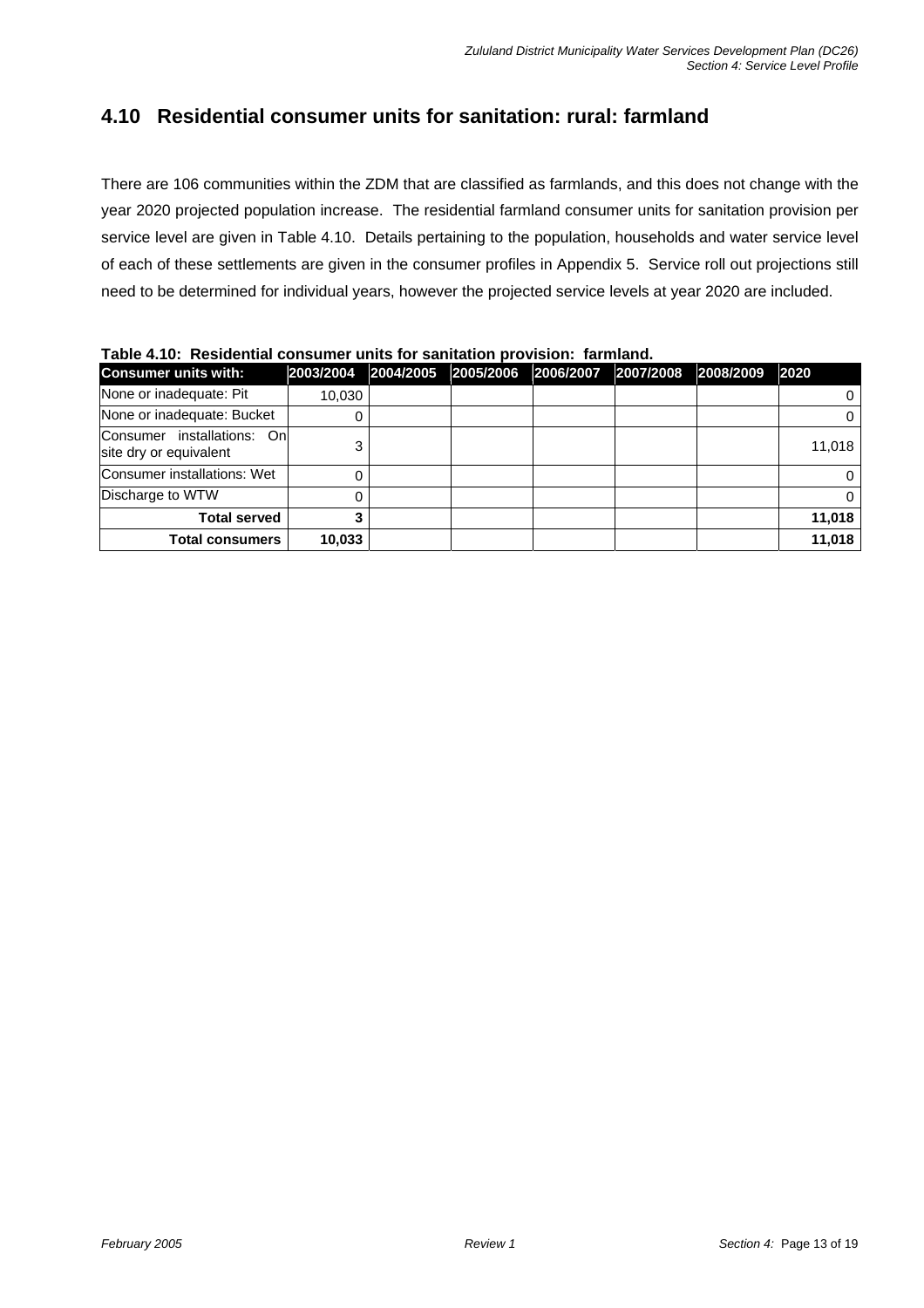## 4.10 Residential consumer units for sanitation: rural: farmland

There are 106 communities within the ZDM that are classified as farmlands, and this does not change with the year 2020 projected population increase. The residential farmland consumer units for sanitation provision per service level are given in Table 4.10. Details pertaining to the population, households and water service level of each of these settlements are given in the consumer profiles in Appendix 5. Service roll out projections still need to be determined for individual years, however the projected service levels at year 2020 are included.

**Table 4.10: Residential consumer units for sanitation provision: farmland.**

| Consumer units with: | 2003/2004 | 2004/2005 | 2005/2006 | 2006/2007 | 2007/2008 | 2008/2009 | 2020 |
|---|---|---|---|---|---|---|---|
| None or inadequate: Pit | 10,030 | | | | | | 0 |
| None or inadequate: Bucket | 0 | | | | | | 0 |
| Consumer installations: On site dry or equivalent | 3 | | | | | | 11,018 |
| Consumer installations: Wet | 0 | | | | | | 0 |
| Discharge to WTW | 0 | | | | | | 0 |
| **Total served** | **3** | | | | | | **11,018** |
| **Total consumers** | **10,033** | | | | | | **11,018** |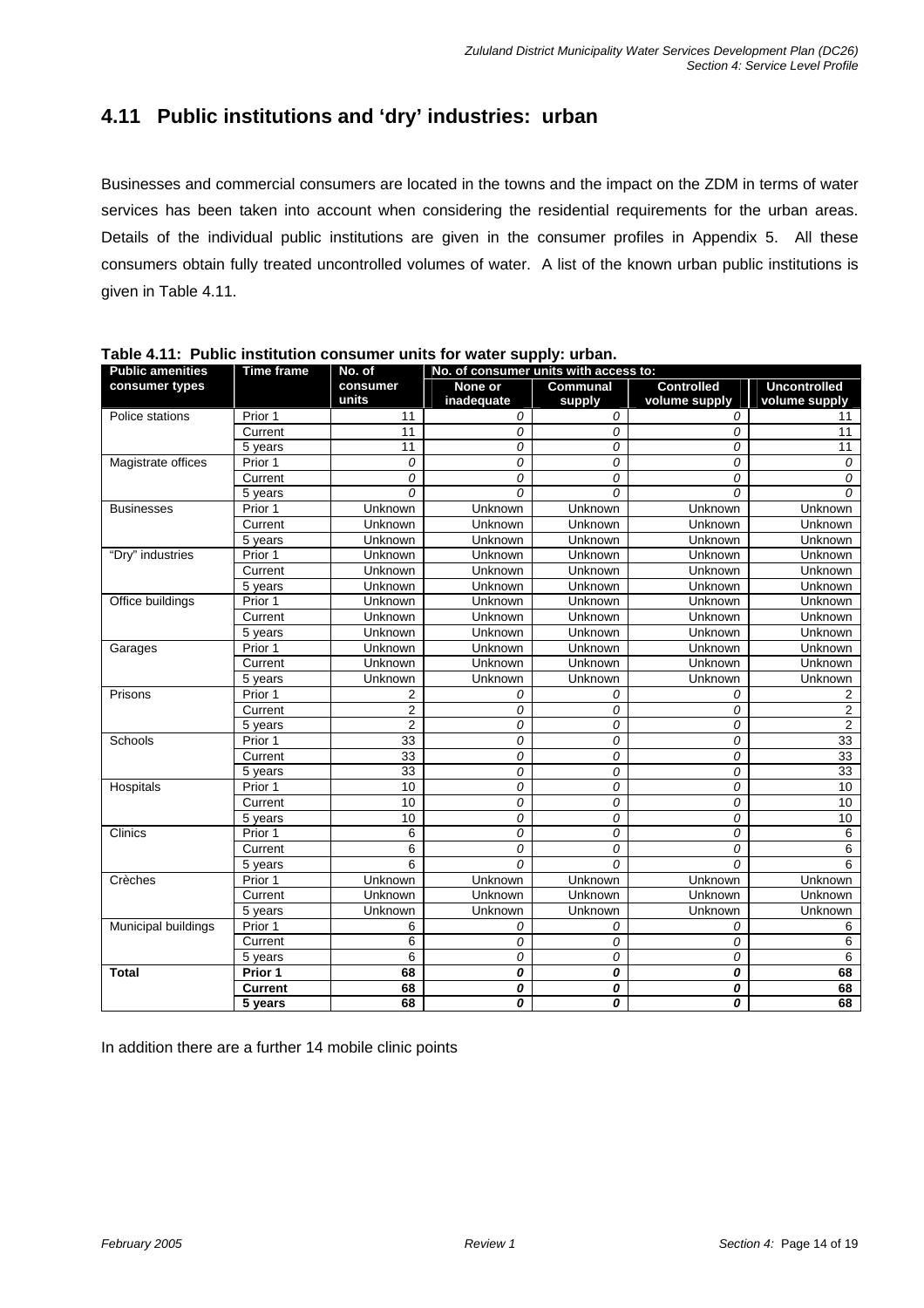## 4.11 Public institutions and 'dry' industries: urban

Businesses and commercial consumers are located in the towns and the impact on the ZDM in terms of water services has been taken into account when considering the residential requirements for the urban areas. Details of the individual public institutions are given in the consumer profiles in Appendix 5. All these consumers obtain fully treated uncontrolled volumes of water. A list of the known urban public institutions is given in Table 4.11.

**Table 4.11: Public institution consumer units for water supply: urban.**

| Public amenities consumer types | Time frame | No. of consumer units | No. of consumer units with access to: | | | |
|---|---|---|---|---|---|---|
| | | | None or inadequate | Communal supply | Controlled volume supply | Uncontrolled volume supply |
| Police stations | Prior 1 | 11 | *0* | *0* | *0* | 11 |
| | Current | 11 | *0* | *0* | *0* | 11 |
| | 5 years | 11 | *0* | *0* | *0* | 11 |
| Magistrate offices | Prior 1 | *0* | *0* | *0* | *0* | *0* |
| | Current | *0* | *0* | *0* | *0* | *0* |
| | 5 years | *0* | *0* | *0* | *0* | *0* |
| Businesses | Prior 1 | Unknown | Unknown | Unknown | Unknown | Unknown |
| | Current | Unknown | Unknown | Unknown | Unknown | Unknown |
| | 5 years | Unknown | Unknown | Unknown | Unknown | Unknown |
| "Dry" industries | Prior 1 | Unknown | Unknown | Unknown | Unknown | Unknown |
| | Current | Unknown | Unknown | Unknown | Unknown | Unknown |
| | 5 years | Unknown | Unknown | Unknown | Unknown | Unknown |
| Office buildings | Prior 1 | Unknown | Unknown | Unknown | Unknown | Unknown |
| | Current | Unknown | Unknown | Unknown | Unknown | Unknown |
| | 5 years | Unknown | Unknown | Unknown | Unknown | Unknown |
| Garages | Prior 1 | Unknown | Unknown | Unknown | Unknown | Unknown |
| | Current | Unknown | Unknown | Unknown | Unknown | Unknown |
| | 5 years | Unknown | Unknown | Unknown | Unknown | Unknown |
| Prisons | Prior 1 | 2 | *0* | *0* | *0* | 2 |
| | Current | 2 | *0* | *0* | *0* | 2 |
| | 5 years | 2 | *0* | *0* | *0* | 2 |
| Schools | Prior 1 | 33 | *0* | *0* | *0* | 33 |
| | Current | 33 | *0* | *0* | *0* | 33 |
| | 5 years | 33 | *0* | *0* | *0* | 33 |
| Hospitals | Prior 1 | 10 | *0* | *0* | *0* | 10 |
| | Current | 10 | *0* | *0* | *0* | 10 |
| | 5 years | 10 | *0* | *0* | *0* | 10 |
| Clinics | Prior 1 | 6 | *0* | *0* | *0* | 6 |
| | Current | 6 | *0* | *0* | *0* | 6 |
| | 5 years | 6 | *0* | *0* | *0* | 6 |
| Crèches | Prior 1 | Unknown | Unknown | Unknown | Unknown | Unknown |
| | Current | Unknown | Unknown | Unknown | Unknown | Unknown |
| | 5 years | Unknown | Unknown | Unknown | Unknown | Unknown |
| Municipal buildings | Prior 1 | 6 | *0* | *0* | *0* | 6 |
| | Current | 6 | *0* | *0* | *0* | 6 |
| | 5 years | 6 | *0* | *0* | *0* | 6 |
| **Total** | **Prior 1** | **68** | ***0*** | ***0*** | ***0*** | **68** |
| | **Current** | **68** | ***0*** | ***0*** | ***0*** | **68** |
| | **5 years** | **68** | ***0*** | ***0*** | ***0*** | **68** |

In addition there are a further 14 mobile clinic points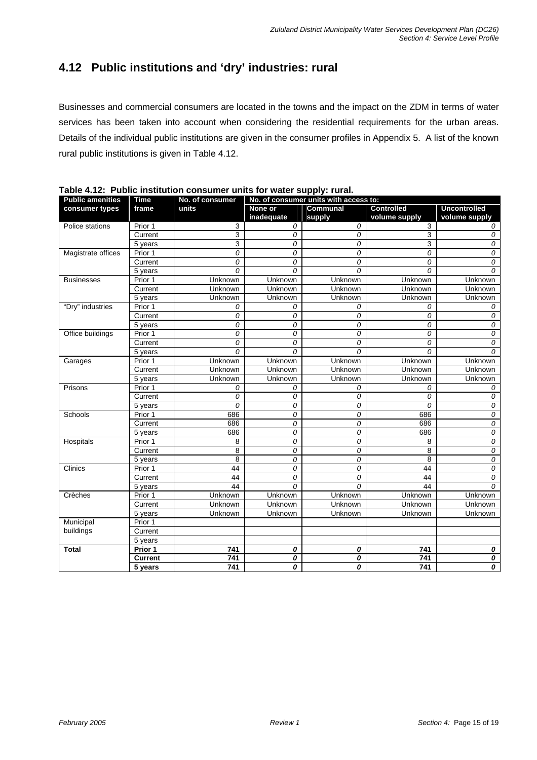## 4.12 Public institutions and 'dry' industries: rural

Businesses and commercial consumers are located in the towns and the impact on the ZDM in terms of water services has been taken into account when considering the residential requirements for the urban areas. Details of the individual public institutions are given in the consumer profiles in Appendix 5. A list of the known rural public institutions is given in Table 4.12.

**Table 4.12: Public institution consumer units for water supply: rural.**

| Public amenities consumer types | Time frame | No. of consumer units | No. of consumer units with access to: | | | |
|---|---|---|---|---|---|---|
| | | | None or inadequate | Communal supply | Controlled volume supply | Uncontrolled volume supply |
| Police stations | Prior 1 | 3 | 0 | 0 | 3 | 0 |
| | Current | 3 | 0 | 0 | 3 | 0 |
| | 5 years | 3 | 0 | 0 | 3 | 0 |
| Magistrate offices | Prior 1 | 0 | 0 | 0 | 0 | 0 |
| | Current | 0 | 0 | 0 | 0 | 0 |
| | 5 years | 0 | 0 | 0 | 0 | 0 |
| Businesses | Prior 1 | Unknown | Unknown | Unknown | Unknown | Unknown |
| | Current | Unknown | Unknown | Unknown | Unknown | Unknown |
| | 5 years | Unknown | Unknown | Unknown | Unknown | Unknown |
| "Dry" industries | Prior 1 | 0 | 0 | 0 | 0 | 0 |
| | Current | 0 | 0 | 0 | 0 | 0 |
| | 5 years | 0 | 0 | 0 | 0 | 0 |
| Office buildings | Prior 1 | 0 | 0 | 0 | 0 | 0 |
| | Current | 0 | 0 | 0 | 0 | 0 |
| | 5 years | 0 | 0 | 0 | 0 | 0 |
| Garages | Prior 1 | Unknown | Unknown | Unknown | Unknown | Unknown |
| | Current | Unknown | Unknown | Unknown | Unknown | Unknown |
| | 5 years | Unknown | Unknown | Unknown | Unknown | Unknown |
| Prisons | Prior 1 | 0 | 0 | 0 | 0 | 0 |
| | Current | 0 | 0 | 0 | 0 | 0 |
| | 5 years | 0 | 0 | 0 | 0 | 0 |
| Schools | Prior 1 | 686 | 0 | 0 | 686 | 0 |
| | Current | 686 | 0 | 0 | 686 | 0 |
| | 5 years | 686 | 0 | 0 | 686 | 0 |
| Hospitals | Prior 1 | 8 | 0 | 0 | 8 | 0 |
| | Current | 8 | 0 | 0 | 8 | 0 |
| | 5 years | 8 | 0 | 0 | 8 | 0 |
| Clinics | Prior 1 | 44 | 0 | 0 | 44 | 0 |
| | Current | 44 | 0 | 0 | 44 | 0 |
| | 5 years | 44 | 0 | 0 | 44 | 0 |
| Crèches | Prior 1 | Unknown | Unknown | Unknown | Unknown | Unknown |
| | Current | Unknown | Unknown | Unknown | Unknown | Unknown |
| | 5 years | Unknown | Unknown | Unknown | Unknown | Unknown |
| Municipal buildings | Prior 1 | | | | | |
| | Current | | | | | |
| | 5 years | | | | | |
| **Total** | **Prior 1** | **741** | **0** | **0** | **741** | **0** |
| | **Current** | **741** | **0** | **0** | **741** | **0** |
| | **5 years** | **741** | **0** | **0** | **741** | **0** |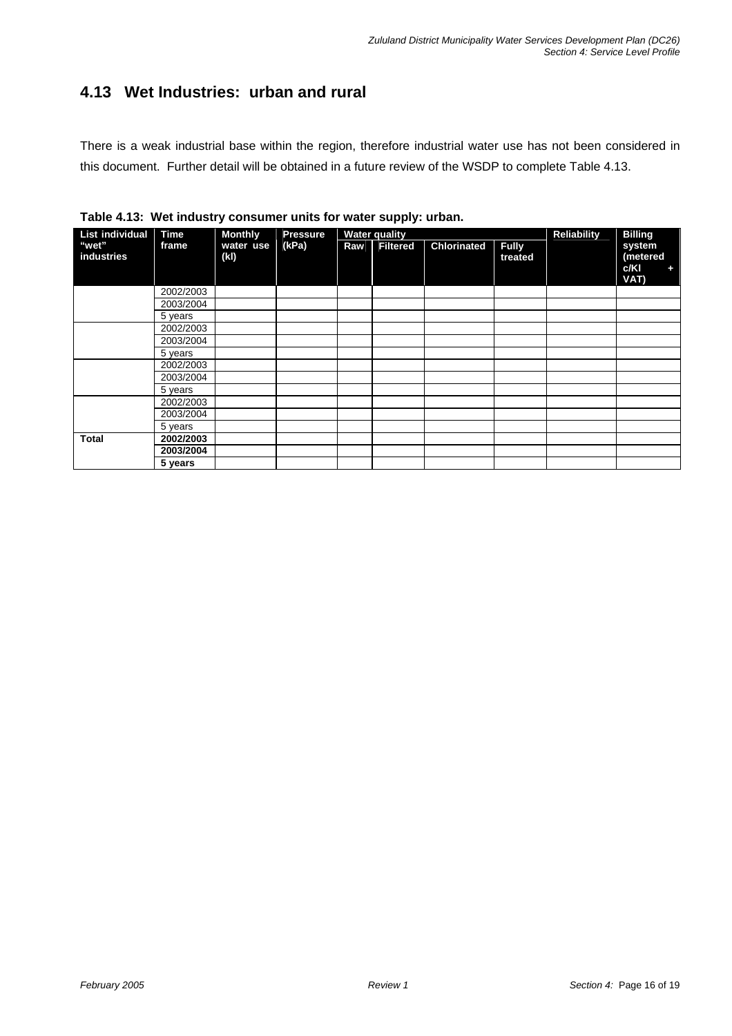## 4.13 Wet Industries: urban and rural

There is a weak industrial base within the region, therefore industrial water use has not been considered in this document. Further detail will be obtained in a future review of the WSDP to complete Table 4.13.

**Table 4.13: Wet industry consumer units for water supply: urban.**

| List individual "wet" industries | Time frame | Monthly water use (kl) | Pressure (kPa) | Water quality | | | | Reliability | Billing system (metered c/Kl + VAT) |
|---|---|---|---|---|---|---|---|---|---|
| | | | | Raw | Filtered | Chlorinated | Fully treated | | |
| | 2002/2003 | | | | | | | | |
| | 2003/2004 | | | | | | | | |
| | 5 years | | | | | | | | |
| | 2002/2003 | | | | | | | | |
| | 2003/2004 | | | | | | | | |
| | 5 years | | | | | | | | |
| | 2002/2003 | | | | | | | | |
| | 2003/2004 | | | | | | | | |
| | 5 years | | | | | | | | |
| | 2002/2003 | | | | | | | | |
| | 2003/2004 | | | | | | | | |
| | 5 years | | | | | | | | |
| **Total** | **2002/2003** | | | | | | | | |
| | **2003/2004** | | | | | | | | |
| | **5 years** | | | | | | | | |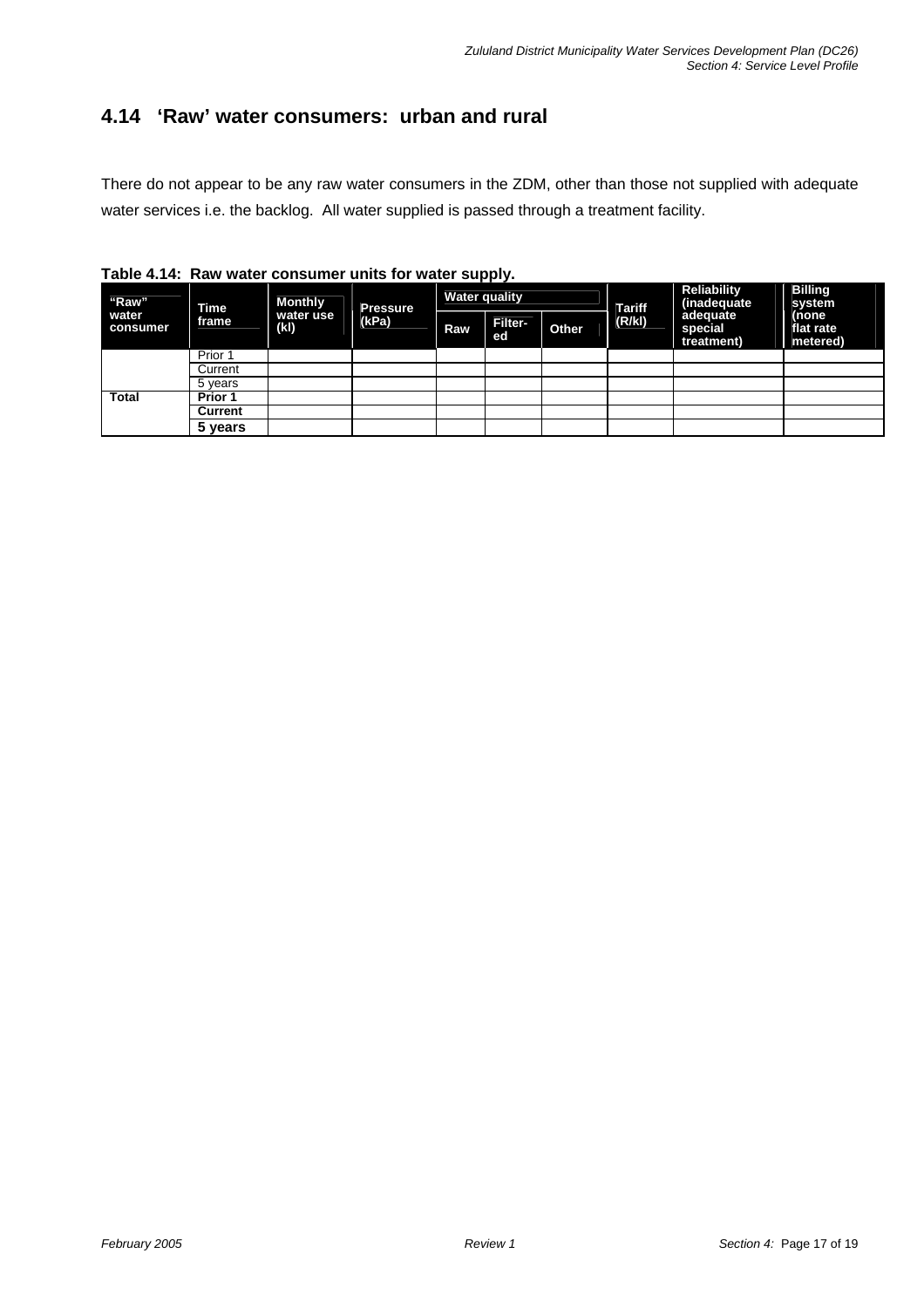## 4.14 'Raw' water consumers: urban and rural

There do not appear to be any raw water consumers in the ZDM, other than those not supplied with adequate water services i.e. the backlog. All water supplied is passed through a treatment facility.

**Table 4.14: Raw water consumer units for water supply.**

| "Raw" water consumer | Time frame | Monthly water use (kl) | Pressure (kPa) | Water quality | | | Tariff (R/kl) | Reliability (inadequate adequate special treatment) | Billing system (none flat rate metered) |
|---|---|---|---|---|---|---|---|---|---|
| | | | | Raw | Filter-ed | Other | | | |
| | Prior 1 | | | | | | | | |
| | Current | | | | | | | | |
| | 5 years | | | | | | | | |
| **Total** | **Prior 1** | | | | | | | | |
| | **Current** | | | | | | | | |
| | **5 years** | | | | | | | | |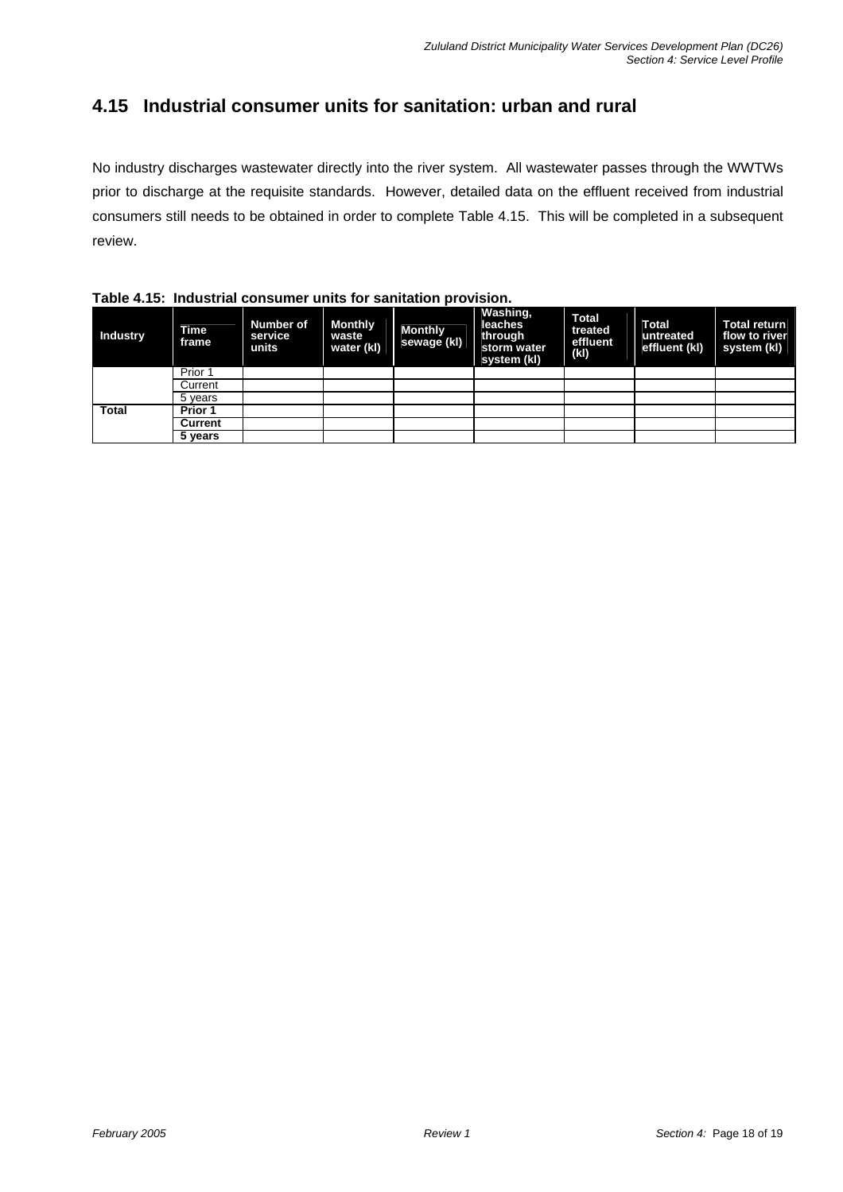## 4.15 Industrial consumer units for sanitation: urban and rural

No industry discharges wastewater directly into the river system. All wastewater passes through the WWTWs prior to discharge at the requisite standards. However, detailed data on the effluent received from industrial consumers still needs to be obtained in order to complete Table 4.15. This will be completed in a subsequent review.

**Table 4.15: Industrial consumer units for sanitation provision.**

| Industry | Time frame | Number of service units | Monthly waste water (kl) | Monthly sewage (kl) | Washing, leaches through storm water system (kl) | Total treated effluent (kl) | Total untreated effluent (kl) | Total return flow to river system (kl) |
|---|---|---|---|---|---|---|---|---|
| | Prior 1 | | | | | | | |
| | Current | | | | | | | |
| | 5 years | | | | | | | |
| **Total** | **Prior 1** | | | | | | | |
| | **Current** | | | | | | | |
| | **5 years** | | | | | | | |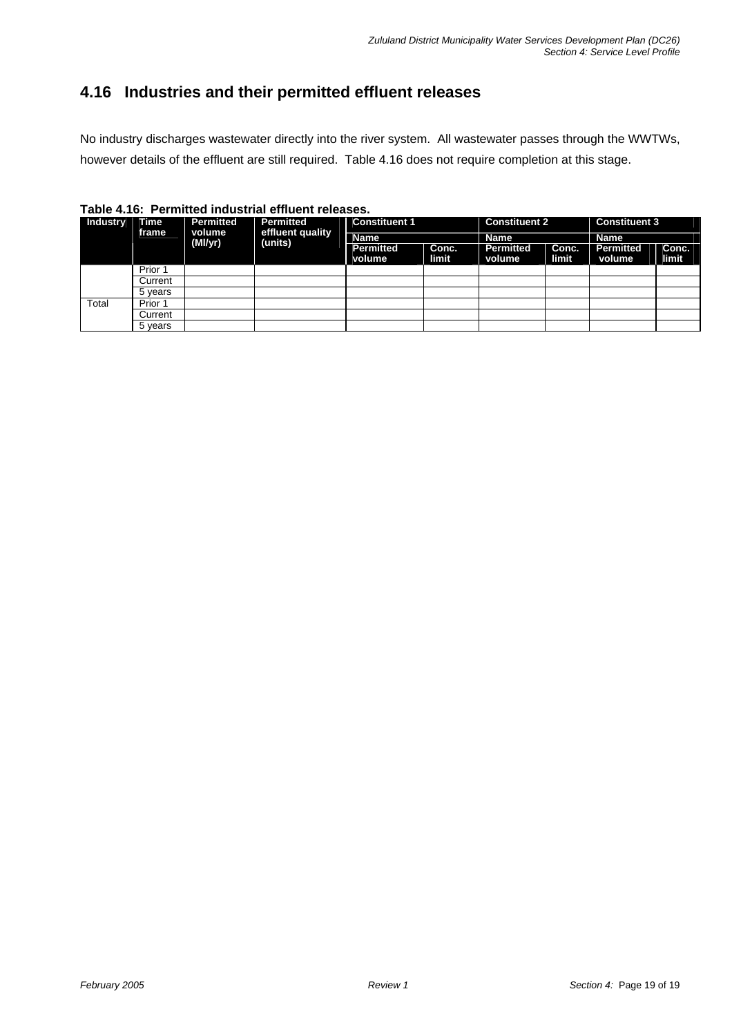## 4.16 Industries and their permitted effluent releases

No industry discharges wastewater directly into the river system. All wastewater passes through the WWTWs, however details of the effluent are still required. Table 4.16 does not require completion at this stage.

**Table 4.16: Permitted industrial effluent releases.**

| Industry | Time frame | Permitted volume (Ml/yr) | Permitted effluent quality (units) | Constituent 1 | | Constituent 2 | | Constituent 3 | |
|---|---|---|---|---|---|---|---|---|---|
| | | | | Name | | Name | | Name | |
| | | | | Permitted volume | Conc. limit | Permitted volume | Conc. limit | Permitted volume | Conc. limit |
| | Prior 1 | | | | | | | | |
| | Current | | | | | | | | |
| | 5 years | | | | | | | | |
| Total | Prior 1 | | | | | | | | |
| | Current | | | | | | | | |
| | 5 years | | | | | | | | |